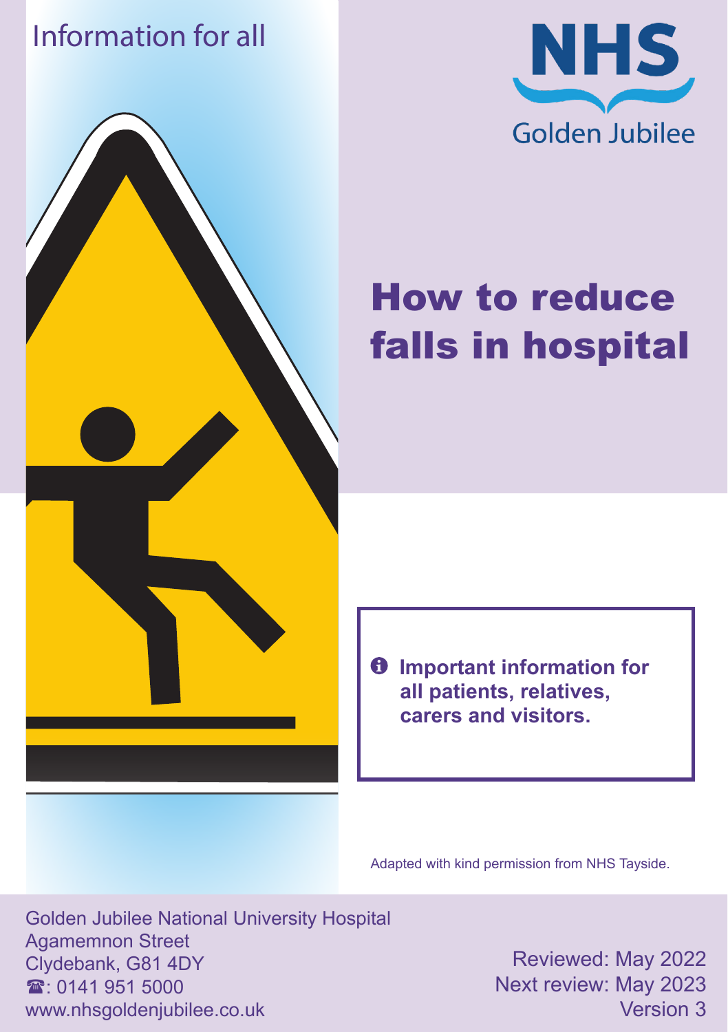Information for all

NHS Golden Jubilee

# How to reduce falls in hospital

**Important information for all patients, relatives, carers and visitors.**

Adapted with kind permission from NHS Tayside.

Golden Jubilee National University Hospital
Agamemnon Street
Clydebank, G81 4DY
☎: 0141 951 5000
www.nhsgoldenjubilee.co.uk

Reviewed: May 2022
Next review: May 2023
Version 3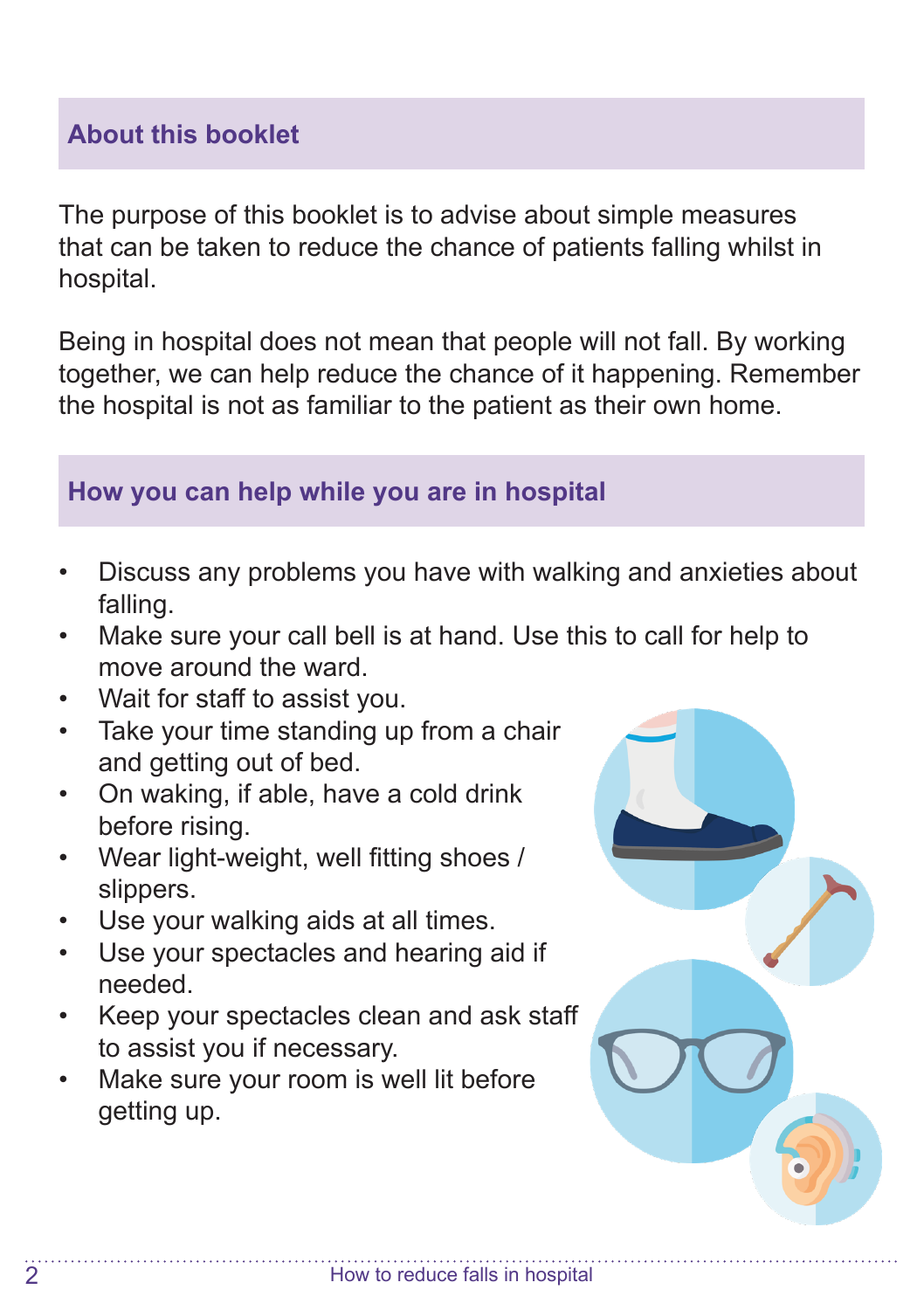## About this booklet

The purpose of this booklet is to advise about simple measures that can be taken to reduce the chance of patients falling whilst in hospital.

Being in hospital does not mean that people will not fall. By working together, we can help reduce the chance of it happening. Remember the hospital is not as familiar to the patient as their own home.

## How you can help while you are in hospital

- Discuss any problems you have with walking and anxieties about falling.
- Make sure your call bell is at hand. Use this to call for help to move around the ward.
- Wait for staff to assist you.
- Take your time standing up from a chair and getting out of bed.
- On waking, if able, have a cold drink before rising.
- Wear light-weight, well fitting shoes / slippers.
- Use your walking aids at all times.
- Use your spectacles and hearing aid if needed.
- Keep your spectacles clean and ask staff to assist you if necessary.
- Make sure your room is well lit before getting up.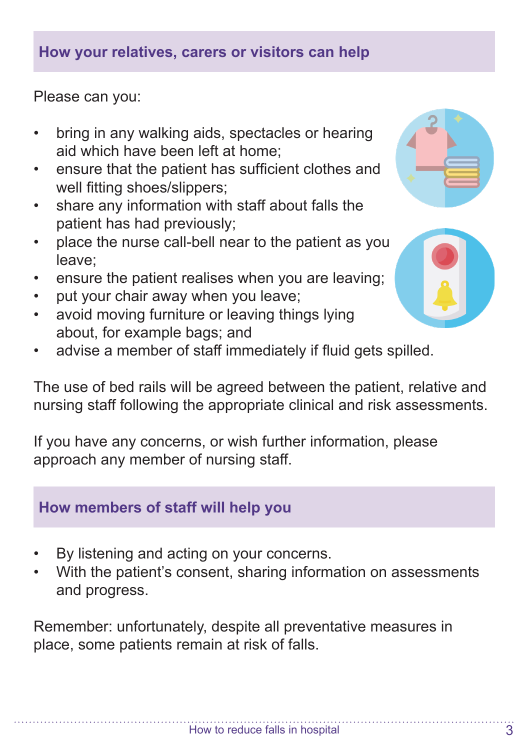## How your relatives, carers or visitors can help

Please can you:

- bring in any walking aids, spectacles or hearing aid which have been left at home;
- ensure that the patient has sufficient clothes and well fitting shoes/slippers;
- share any information with staff about falls the patient has had previously;
- place the nurse call-bell near to the patient as you leave;
- ensure the patient realises when you are leaving;
- put your chair away when you leave;
- avoid moving furniture or leaving things lying about, for example bags; and
- advise a member of staff immediately if fluid gets spilled.

The use of bed rails will be agreed between the patient, relative and nursing staff following the appropriate clinical and risk assessments.

If you have any concerns, or wish further information, please approach any member of nursing staff.

## How members of staff will help you

- By listening and acting on your concerns.
- With the patient's consent, sharing information on assessments and progress.

Remember: unfortunately, despite all preventative measures in place, some patients remain at risk of falls.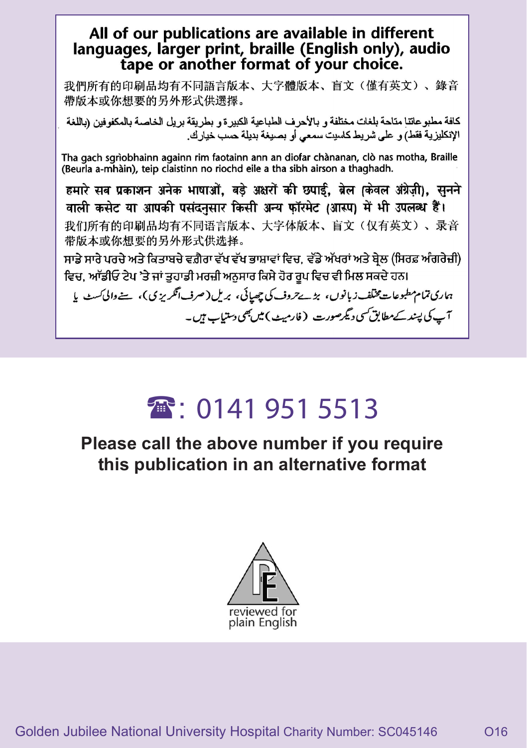**All of our publications are available in different languages, larger print, braille (English only), audio tape or another format of your choice.**

我們所有的印刷品均有不同語言版本、大字體版本、盲文（僅有英文）、錄音帶版本或你想要的另外形式供選擇。

كافة مطبوعاتنا متاحة بلغات مختلفة و بالأحرف الطباعية الكبيرة و بطريقة بريل الخاصة بالمكفوفين (باللغة الإنكليزية فقط) و على شريط كاسيت سمعي أو بصيغة بديلة حسب خيارك.

Tha gach sgrìobhainn againn rim faotainn ann an diofar chànanan, clò nas motha, Braille (Beurla a-mhàin), teip claistinn no riochd eile a tha sibh airson a thaghadh.

हमारे सब प्रकाशन अनेक भाषाओं, बड़े अक्षरों की छपाई, ब्रेल (केवल अंग्रेज़ी), सुनने वाली कसेट या आपकी पसंदनुसार किसी अन्य फॉरमेट (आरूप) में भी उपलब्ध हैं।

我们所有的印刷品均有不同语言版本、大字体版本、盲文（仅有英文）、录音带版本或你想要的另外形式供选择。

ਸਾਡੇ ਸਾਰੇ ਪਰਚੇ ਅਤੇ ਕਿਤਾਬਚੇ ਵਗ਼ੈਰਾ ਵੱਖ ਵੱਖ ਭਾਸ਼ਾਵਾਂ ਵਿਚ, ਵੱਡੇ ਅੱਖਰਾਂ ਅਤੇ ਬ੍ਰੇਲ (ਸਿਰਫ਼ ਅੰਗਰੇਜ਼ੀ) ਵਿਚ, ਔਡੀਓ ਟੇਪ 'ਤੇ ਜਾਂ ਤੁਹਾਡੀ ਮਰਜ਼ੀ ਅਨੁਸਾਰ ਕਿਸੇ ਹੋਰ ਰੂਪ ਵਿਚ ਵੀ ਮਿਲ ਸਕਦੇ ਹਨ।

ہماری تمام مطبوعات مختلف زبانوں، بڑے حروف کی چھپائی، بریل (صرف انگریزی)، سننے والی کسٹ یا آپ کی پسند کے مطابق کسی دیگر صورت (فارمیٹ) میں بھی دستیاب ہیں۔

☎: 0141 951 5513

**Please call the above number if you require this publication in an alternative format**

reviewed for plain English

Golden Jubilee National University Hospital Charity Number: SC045146

O16